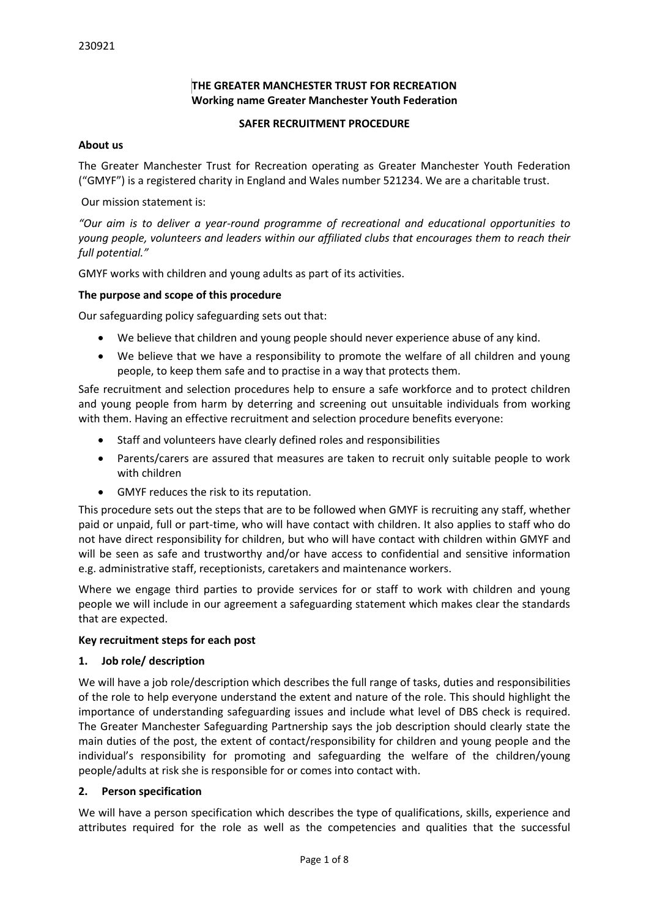230921

**THE GREATER MANCHESTER TRUST FOR RECREATION**
**Working name Greater Manchester Youth Federation**

**SAFER RECRUITMENT PROCEDURE**

**About us**

The Greater Manchester Trust for Recreation operating as Greater Manchester Youth Federation ("GMYF") is a registered charity in England and Wales number 521234. We are a charitable trust.

Our mission statement is:

*"Our aim is to deliver a year-round programme of recreational and educational opportunities to young people, volunteers and leaders within our affiliated clubs that encourages them to reach their full potential."*

GMYF works with children and young adults as part of its activities.

**The purpose and scope of this procedure**

Our safeguarding policy safeguarding sets out that:

- We believe that children and young people should never experience abuse of any kind.
- We believe that we have a responsibility to promote the welfare of all children and young people, to keep them safe and to practise in a way that protects them.

Safe recruitment and selection procedures help to ensure a safe workforce and to protect children and young people from harm by deterring and screening out unsuitable individuals from working with them. Having an effective recruitment and selection procedure benefits everyone:

- Staff and volunteers have clearly defined roles and responsibilities
- Parents/carers are assured that measures are taken to recruit only suitable people to work with children
- GMYF reduces the risk to its reputation.

This procedure sets out the steps that are to be followed when GMYF is recruiting any staff, whether paid or unpaid, full or part-time, who will have contact with children. It also applies to staff who do not have direct responsibility for children, but who will have contact with children within GMYF and will be seen as safe and trustworthy and/or have access to confidential and sensitive information e.g. administrative staff, receptionists, caretakers and maintenance workers.

Where we engage third parties to provide services for or staff to work with children and young people we will include in our agreement a safeguarding statement which makes clear the standards that are expected.

**Key recruitment steps for each post**

**1. Job role/ description**

We will have a job role/description which describes the full range of tasks, duties and responsibilities of the role to help everyone understand the extent and nature of the role. This should highlight the importance of understanding safeguarding issues and include what level of DBS check is required. The Greater Manchester Safeguarding Partnership says the job description should clearly state the main duties of the post, the extent of contact/responsibility for children and young people and the individual's responsibility for promoting and safeguarding the welfare of the children/young people/adults at risk she is responsible for or comes into contact with.

**2. Person specification**

We will have a person specification which describes the type of qualifications, skills, experience and attributes required for the role as well as the competencies and qualities that the successful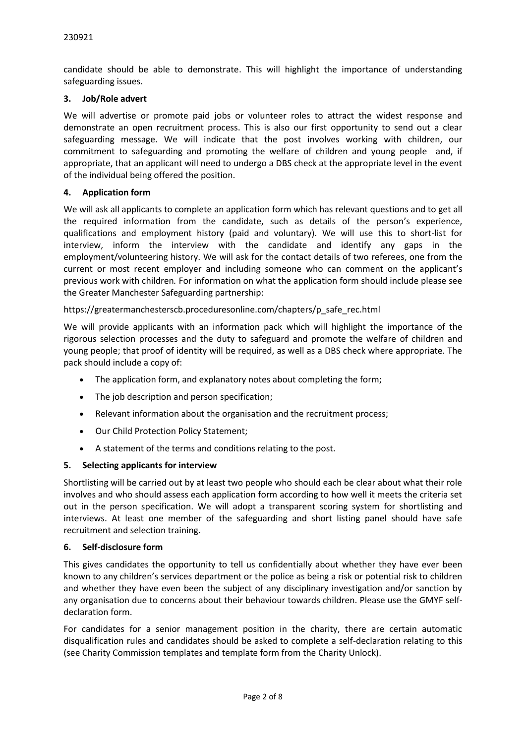candidate should be able to demonstrate. This will highlight the importance of understanding safeguarding issues.

### 3. Job/Role advert

We will advertise or promote paid jobs or volunteer roles to attract the widest response and demonstrate an open recruitment process. This is also our first opportunity to send out a clear safeguarding message. We will indicate that the post involves working with children, our commitment to safeguarding and promoting the welfare of children and young people and, if appropriate, that an applicant will need to undergo a DBS check at the appropriate level in the event of the individual being offered the position.

### 4. Application form

We will ask all applicants to complete an application form which has relevant questions and to get all the required information from the candidate, such as details of the person's experience, qualifications and employment history (paid and voluntary). We will use this to short-list for interview, inform the interview with the candidate and identify any gaps in the employment/volunteering history. We will ask for the contact details of two referees, one from the current or most recent employer and including someone who can comment on the applicant's previous work with children*.* For information on what the application form should include please see the Greater Manchester Safeguarding partnership:

https://greatermanchesterscb.proceduresonline.com/chapters/p_safe_rec.html

We will provide applicants with an information pack which will highlight the importance of the rigorous selection processes and the duty to safeguard and promote the welfare of children and young people; that proof of identity will be required, as well as a DBS check where appropriate. The pack should include a copy of:

- The application form, and explanatory notes about completing the form;
- The job description and person specification;
- Relevant information about the organisation and the recruitment process;
- Our Child Protection Policy Statement;
- A statement of the terms and conditions relating to the post.

### 5. Selecting applicants for interview

Shortlisting will be carried out by at least two people who should each be clear about what their role involves and who should assess each application form according to how well it meets the criteria set out in the person specification. We will adopt a transparent scoring system for shortlisting and interviews. At least one member of the safeguarding and short listing panel should have safe recruitment and selection training.

### 6. Self-disclosure form

This gives candidates the opportunity to tell us confidentially about whether they have ever been known to any children's services department or the police as being a risk or potential risk to children and whether they have even been the subject of any disciplinary investigation and/or sanction by any organisation due to concerns about their behaviour towards children. Please use the GMYF self-declaration form.

For candidates for a senior management position in the charity, there are certain automatic disqualification rules and candidates should be asked to complete a self-declaration relating to this (see Charity Commission templates and template form from the Charity Unlock).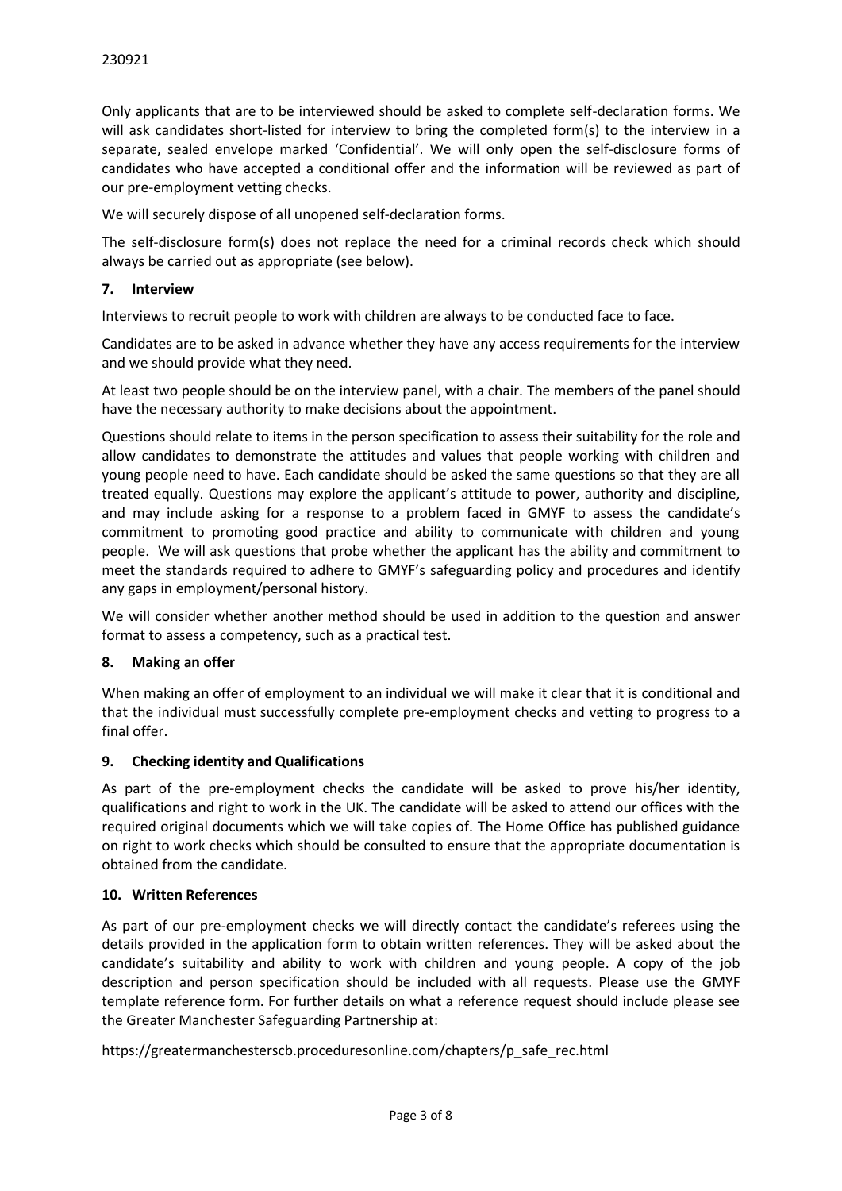230921

Only applicants that are to be interviewed should be asked to complete self-declaration forms. We will ask candidates short-listed for interview to bring the completed form(s) to the interview in a separate, sealed envelope marked 'Confidential'. We will only open the self-disclosure forms of candidates who have accepted a conditional offer and the information will be reviewed as part of our pre-employment vetting checks.

We will securely dispose of all unopened self-declaration forms.

The self-disclosure form(s) does not replace the need for a criminal records check which should always be carried out as appropriate (see below).

## 7. Interview

Interviews to recruit people to work with children are always to be conducted face to face.

Candidates are to be asked in advance whether they have any access requirements for the interview and we should provide what they need.

At least two people should be on the interview panel, with a chair. The members of the panel should have the necessary authority to make decisions about the appointment.

Questions should relate to items in the person specification to assess their suitability for the role and allow candidates to demonstrate the attitudes and values that people working with children and young people need to have. Each candidate should be asked the same questions so that they are all treated equally. Questions may explore the applicant's attitude to power, authority and discipline, and may include asking for a response to a problem faced in GMYF to assess the candidate's commitment to promoting good practice and ability to communicate with children and young people. We will ask questions that probe whether the applicant has the ability and commitment to meet the standards required to adhere to GMYF's safeguarding policy and procedures and identify any gaps in employment/personal history.

We will consider whether another method should be used in addition to the question and answer format to assess a competency, such as a practical test.

## 8. Making an offer

When making an offer of employment to an individual we will make it clear that it is conditional and that the individual must successfully complete pre-employment checks and vetting to progress to a final offer.

## 9. Checking identity and Qualifications

As part of the pre-employment checks the candidate will be asked to prove his/her identity, qualifications and right to work in the UK. The candidate will be asked to attend our offices with the required original documents which we will take copies of. The Home Office has published guidance on right to work checks which should be consulted to ensure that the appropriate documentation is obtained from the candidate.

## 10. Written References

As part of our pre-employment checks we will directly contact the candidate's referees using the details provided in the application form to obtain written references. They will be asked about the candidate's suitability and ability to work with children and young people. A copy of the job description and person specification should be included with all requests. Please use the GMYF template reference form. For further details on what a reference request should include please see the Greater Manchester Safeguarding Partnership at:

https://greatermanchesterscb.proceduresonline.com/chapters/p_safe_rec.html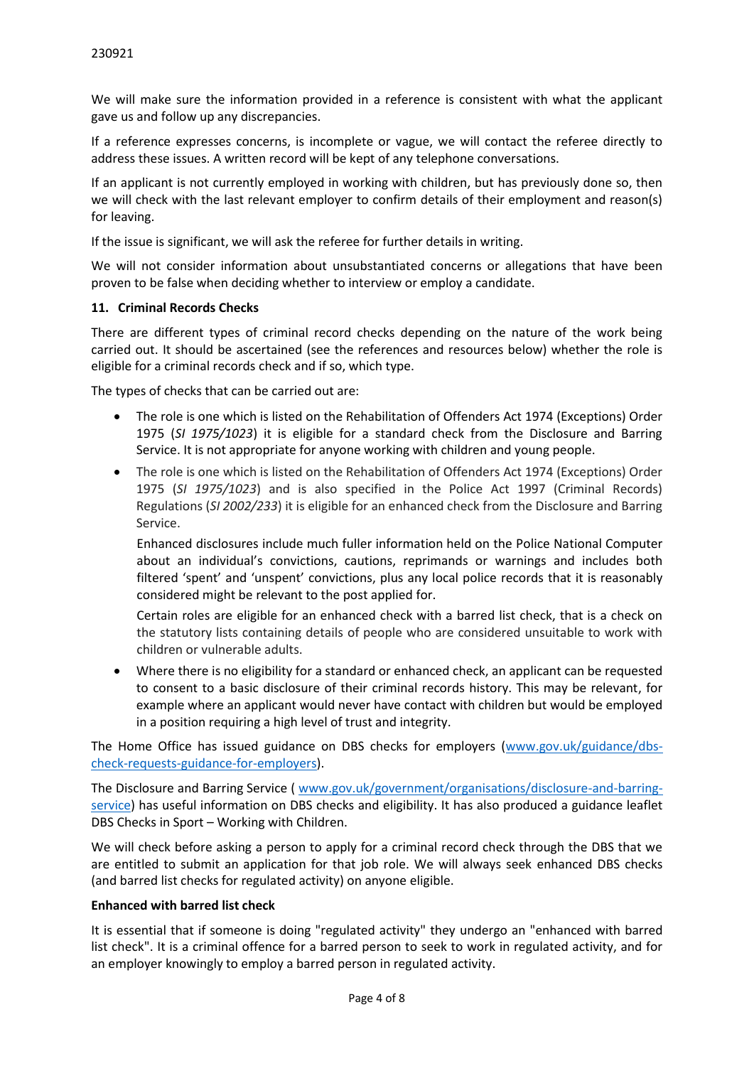We will make sure the information provided in a reference is consistent with what the applicant gave us and follow up any discrepancies.

If a reference expresses concerns, is incomplete or vague, we will contact the referee directly to address these issues. A written record will be kept of any telephone conversations.

If an applicant is not currently employed in working with children, but has previously done so, then we will check with the last relevant employer to confirm details of their employment and reason(s) for leaving.

If the issue is significant, we will ask the referee for further details in writing.

We will not consider information about unsubstantiated concerns or allegations that have been proven to be false when deciding whether to interview or employ a candidate.

**11. Criminal Records Checks**

There are different types of criminal record checks depending on the nature of the work being carried out. It should be ascertained (see the references and resources below) whether the role is eligible for a criminal records check and if so, which type.

The types of checks that can be carried out are:

- The role is one which is listed on the Rehabilitation of Offenders Act 1974 (Exceptions) Order 1975 (*SI 1975/1023*) it is eligible for a standard check from the Disclosure and Barring Service. It is not appropriate for anyone working with children and young people.
- The role is one which is listed on the Rehabilitation of Offenders Act 1974 (Exceptions) Order 1975 (*SI 1975/1023*) and is also specified in the Police Act 1997 (Criminal Records) Regulations (*SI 2002/233*) it is eligible for an enhanced check from the Disclosure and Barring Service.

  Enhanced disclosures include much fuller information held on the Police National Computer about an individual's convictions, cautions, reprimands or warnings and includes both filtered 'spent' and 'unspent' convictions, plus any local police records that it is reasonably considered might be relevant to the post applied for.

  Certain roles are eligible for an enhanced check with a barred list check, that is a check on the statutory lists containing details of people who are considered unsuitable to work with children or vulnerable adults.
- Where there is no eligibility for a standard or enhanced check, an applicant can be requested to consent to a basic disclosure of their criminal records history. This may be relevant, for example where an applicant would never have contact with children but would be employed in a position requiring a high level of trust and integrity.

The Home Office has issued guidance on DBS checks for employers (www.gov.uk/guidance/dbs-check-requests-guidance-for-employers).

The Disclosure and Barring Service ( www.gov.uk/government/organisations/disclosure-and-barring-service) has useful information on DBS checks and eligibility. It has also produced a guidance leaflet DBS Checks in Sport – Working with Children.

We will check before asking a person to apply for a criminal record check through the DBS that we are entitled to submit an application for that job role. We will always seek enhanced DBS checks (and barred list checks for regulated activity) on anyone eligible.

**Enhanced with barred list check**

It is essential that if someone is doing "regulated activity" they undergo an "enhanced with barred list check". It is a criminal offence for a barred person to seek to work in regulated activity, and for an employer knowingly to employ a barred person in regulated activity.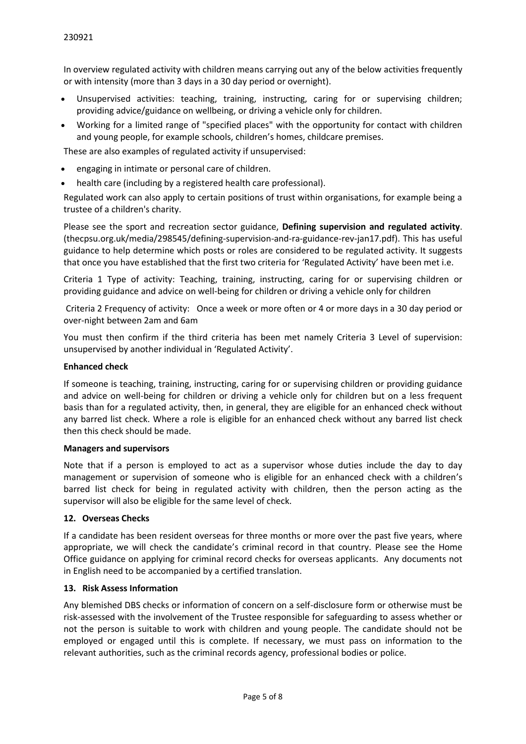230921

In overview regulated activity with children means carrying out any of the below activities frequently or with intensity (more than 3 days in a 30 day period or overnight).

- Unsupervised activities: teaching, training, instructing, caring for or supervising children; providing advice/guidance on wellbeing, or driving a vehicle only for children.
- Working for a limited range of "specified places" with the opportunity for contact with children and young people, for example schools, children's homes, childcare premises.

These are also examples of regulated activity if unsupervised:

- engaging in intimate or personal care of children.
- health care (including by a registered health care professional).

Regulated work can also apply to certain positions of trust within organisations, for example being a trustee of a children's charity.

Please see the sport and recreation sector guidance, **Defining supervision and regulated activity**. (thecpsu.org.uk/media/298545/defining-supervision-and-ra-guidance-rev-jan17.pdf). This has useful guidance to help determine which posts or roles are considered to be regulated activity. It suggests that once you have established that the first two criteria for 'Regulated Activity' have been met i.e.

Criteria 1 Type of activity: Teaching, training, instructing, caring for or supervising children or providing guidance and advice on well-being for children or driving a vehicle only for children

Criteria 2 Frequency of activity: Once a week or more often or 4 or more days in a 30 day period or over-night between 2am and 6am

You must then confirm if the third criteria has been met namely Criteria 3 Level of supervision: unsupervised by another individual in 'Regulated Activity'.

**Enhanced check**

If someone is teaching, training, instructing, caring for or supervising children or providing guidance and advice on well-being for children or driving a vehicle only for children but on a less frequent basis than for a regulated activity, then, in general, they are eligible for an enhanced check without any barred list check. Where a role is eligible for an enhanced check without any barred list check then this check should be made.

**Managers and supervisors**

Note that if a person is employed to act as a supervisor whose duties include the day to day management or supervision of someone who is eligible for an enhanced check with a children's barred list check for being in regulated activity with children, then the person acting as the supervisor will also be eligible for the same level of check.

## 12. Overseas Checks

If a candidate has been resident overseas for three months or more over the past five years, where appropriate, we will check the candidate's criminal record in that country. Please see the Home Office guidance on applying for criminal record checks for overseas applicants. Any documents not in English need to be accompanied by a certified translation.

## 13. Risk Assess Information

Any blemished DBS checks or information of concern on a self-disclosure form or otherwise must be risk-assessed with the involvement of the Trustee responsible for safeguarding to assess whether or not the person is suitable to work with children and young people. The candidate should not be employed or engaged until this is complete. If necessary, we must pass on information to the relevant authorities, such as the criminal records agency, professional bodies or police.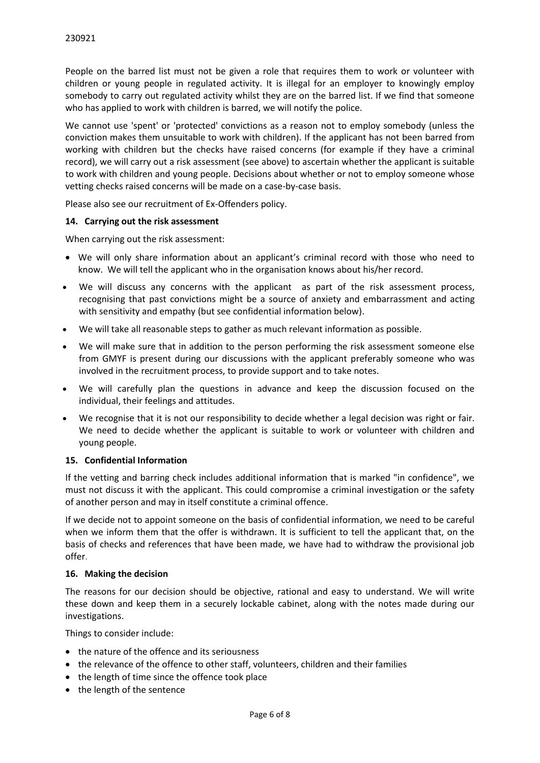People on the barred list must not be given a role that requires them to work or volunteer with children or young people in regulated activity. It is illegal for an employer to knowingly employ somebody to carry out regulated activity whilst they are on the barred list. If we find that someone who has applied to work with children is barred, we will notify the police.

We cannot use 'spent' or 'protected' convictions as a reason not to employ somebody (unless the conviction makes them unsuitable to work with children). If the applicant has not been barred from working with children but the checks have raised concerns (for example if they have a criminal record), we will carry out a risk assessment (see above) to ascertain whether the applicant is suitable to work with children and young people. Decisions about whether or not to employ someone whose vetting checks raised concerns will be made on a case-by-case basis.

Please also see our recruitment of Ex-Offenders policy.

### 14. Carrying out the risk assessment

When carrying out the risk assessment:

- We will only share information about an applicant's criminal record with those who need to know. We will tell the applicant who in the organisation knows about his/her record.
- We will discuss any concerns with the applicant as part of the risk assessment process, recognising that past convictions might be a source of anxiety and embarrassment and acting with sensitivity and empathy (but see confidential information below).
- We will take all reasonable steps to gather as much relevant information as possible.
- We will make sure that in addition to the person performing the risk assessment someone else from GMYF is present during our discussions with the applicant preferably someone who was involved in the recruitment process, to provide support and to take notes.
- We will carefully plan the questions in advance and keep the discussion focused on the individual, their feelings and attitudes.
- We recognise that it is not our responsibility to decide whether a legal decision was right or fair. We need to decide whether the applicant is suitable to work or volunteer with children and young people.

### 15. Confidential Information

If the vetting and barring check includes additional information that is marked "in confidence", we must not discuss it with the applicant. This could compromise a criminal investigation or the safety of another person and may in itself constitute a criminal offence.

If we decide not to appoint someone on the basis of confidential information, we need to be careful when we inform them that the offer is withdrawn. It is sufficient to tell the applicant that, on the basis of checks and references that have been made, we have had to withdraw the provisional job offer.

### 16. Making the decision

The reasons for our decision should be objective, rational and easy to understand. We will write these down and keep them in a securely lockable cabinet, along with the notes made during our investigations.

Things to consider include:

- the nature of the offence and its seriousness
- the relevance of the offence to other staff, volunteers, children and their families
- the length of time since the offence took place
- the length of the sentence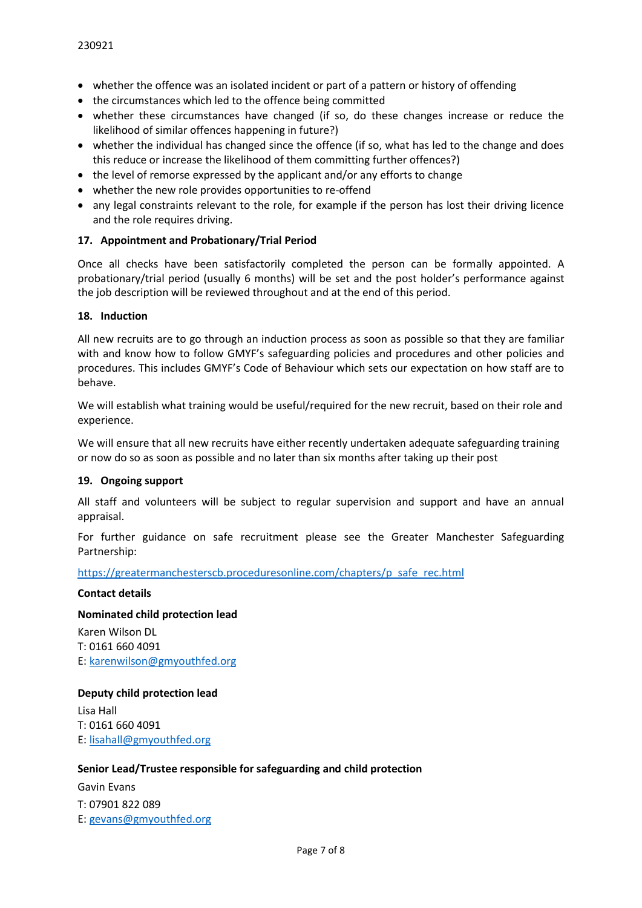- whether the offence was an isolated incident or part of a pattern or history of offending
- the circumstances which led to the offence being committed
- whether these circumstances have changed (if so, do these changes increase or reduce the likelihood of similar offences happening in future?)
- whether the individual has changed since the offence (if so, what has led to the change and does this reduce or increase the likelihood of them committing further offences?)
- the level of remorse expressed by the applicant and/or any efforts to change
- whether the new role provides opportunities to re-offend
- any legal constraints relevant to the role, for example if the person has lost their driving licence and the role requires driving.

## 17. Appointment and Probationary/Trial Period

Once all checks have been satisfactorily completed the person can be formally appointed. A probationary/trial period (usually 6 months) will be set and the post holder's performance against the job description will be reviewed throughout and at the end of this period.

## 18. Induction

All new recruits are to go through an induction process as soon as possible so that they are familiar with and know how to follow GMYF's safeguarding policies and procedures and other policies and procedures. This includes GMYF's Code of Behaviour which sets our expectation on how staff are to behave.

We will establish what training would be useful/required for the new recruit, based on their role and experience.

We will ensure that all new recruits have either recently undertaken adequate safeguarding training or now do so as soon as possible and no later than six months after taking up their post

## 19. Ongoing support

All staff and volunteers will be subject to regular supervision and support and have an annual appraisal.

For further guidance on safe recruitment please see the Greater Manchester Safeguarding Partnership:

https://greatermanchesterscb.proceduresonline.com/chapters/p_safe_rec.html

**Contact details**

**Nominated child protection lead**

Karen Wilson DL
T: 0161 660 4091
E: karenwilson@gmyouthfed.org

**Deputy child protection lead**

Lisa Hall
T: 0161 660 4091
E: lisahall@gmyouthfed.org

**Senior Lead/Trustee responsible for safeguarding and child protection**

Gavin Evans
T: 07901 822 089
E: gevans@gmyouthfed.org